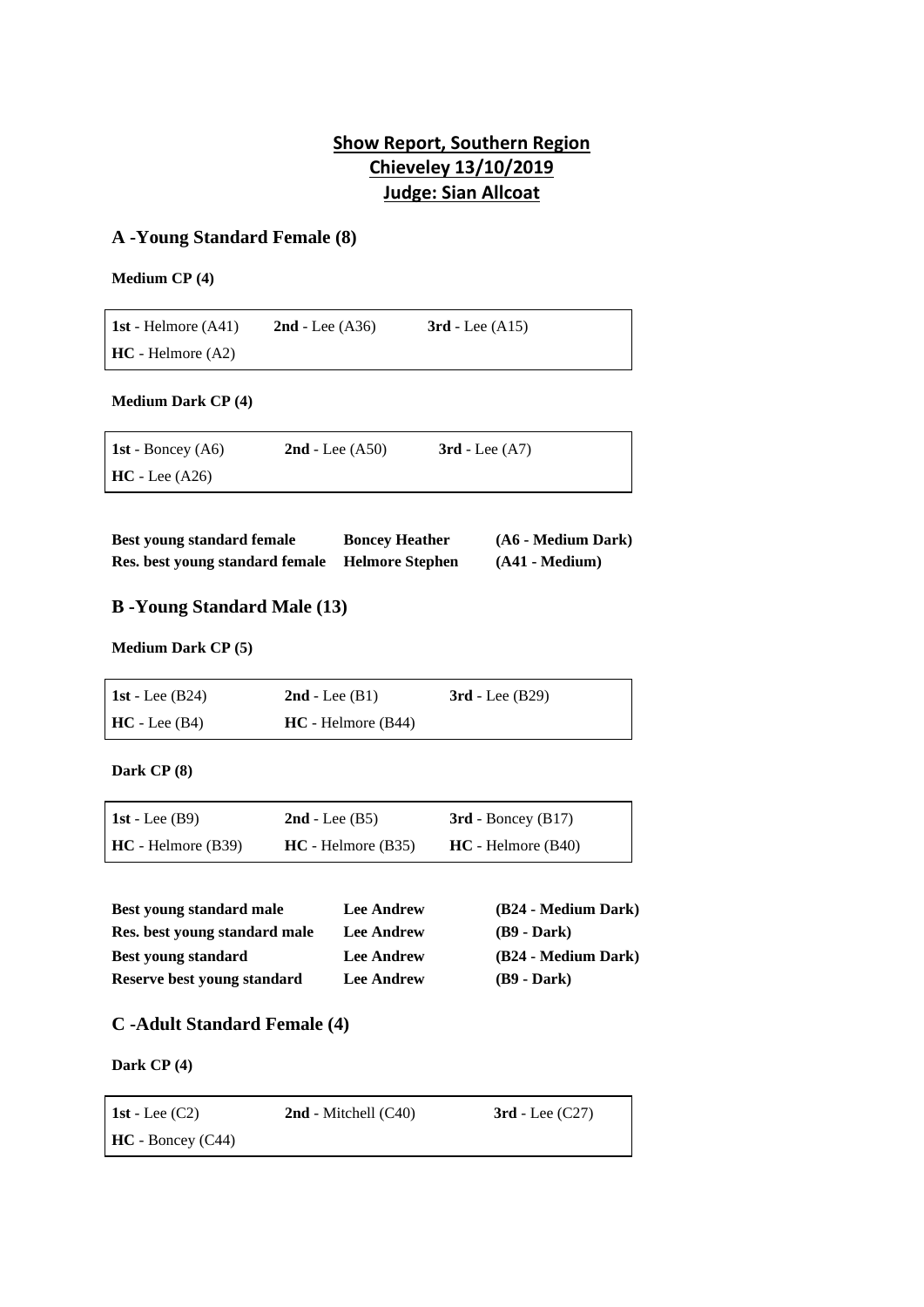# Show Report, Southern Region
# Chieveley 13/10/2019
# Judge: Sian Allcoat

## A -Young Standard Female (8)

**Medium CP (4)**

| | | |
|---|---|---|
| **1st** - Helmore (A41) | **2nd** - Lee (A36) | **3rd** - Lee (A15) |
| **HC** - Helmore (A2) | | |

**Medium Dark CP (4)**

| | | |
|---|---|---|
| **1st** - Boncey (A6) | **2nd** - Lee (A50) | **3rd** - Lee (A7) |
| **HC** - Lee (A26) | | |

| | | |
|---|---|---|
| **Best young standard female** | **Boncey Heather** | **(A6 - Medium Dark)** |
| **Res. best young standard female** | **Helmore Stephen** | **(A41 - Medium)** |

## B -Young Standard Male (13)

**Medium Dark CP (5)**

| | | |
|---|---|---|
| **1st** - Lee (B24) | **2nd** - Lee (B1) | **3rd** - Lee (B29) |
| **HC** - Lee (B4) | **HC** - Helmore (B44) | |

**Dark CP (8)**

| | | |
|---|---|---|
| **1st** - Lee (B9) | **2nd** - Lee (B5) | **3rd** - Boncey (B17) |
| **HC** - Helmore (B39) | **HC** - Helmore (B35) | **HC** - Helmore (B40) |

| | | |
|---|---|---|
| **Best young standard male** | **Lee Andrew** | **(B24 - Medium Dark)** |
| **Res. best young standard male** | **Lee Andrew** | **(B9 - Dark)** |
| **Best young standard** | **Lee Andrew** | **(B24 - Medium Dark)** |
| **Reserve best young standard** | **Lee Andrew** | **(B9 - Dark)** |

## C -Adult Standard Female (4)

**Dark CP (4)**

| | | |
|---|---|---|
| **1st** - Lee (C2) | **2nd** - Mitchell (C40) | **3rd** - Lee (C27) |
| **HC** - Boncey (C44) | | |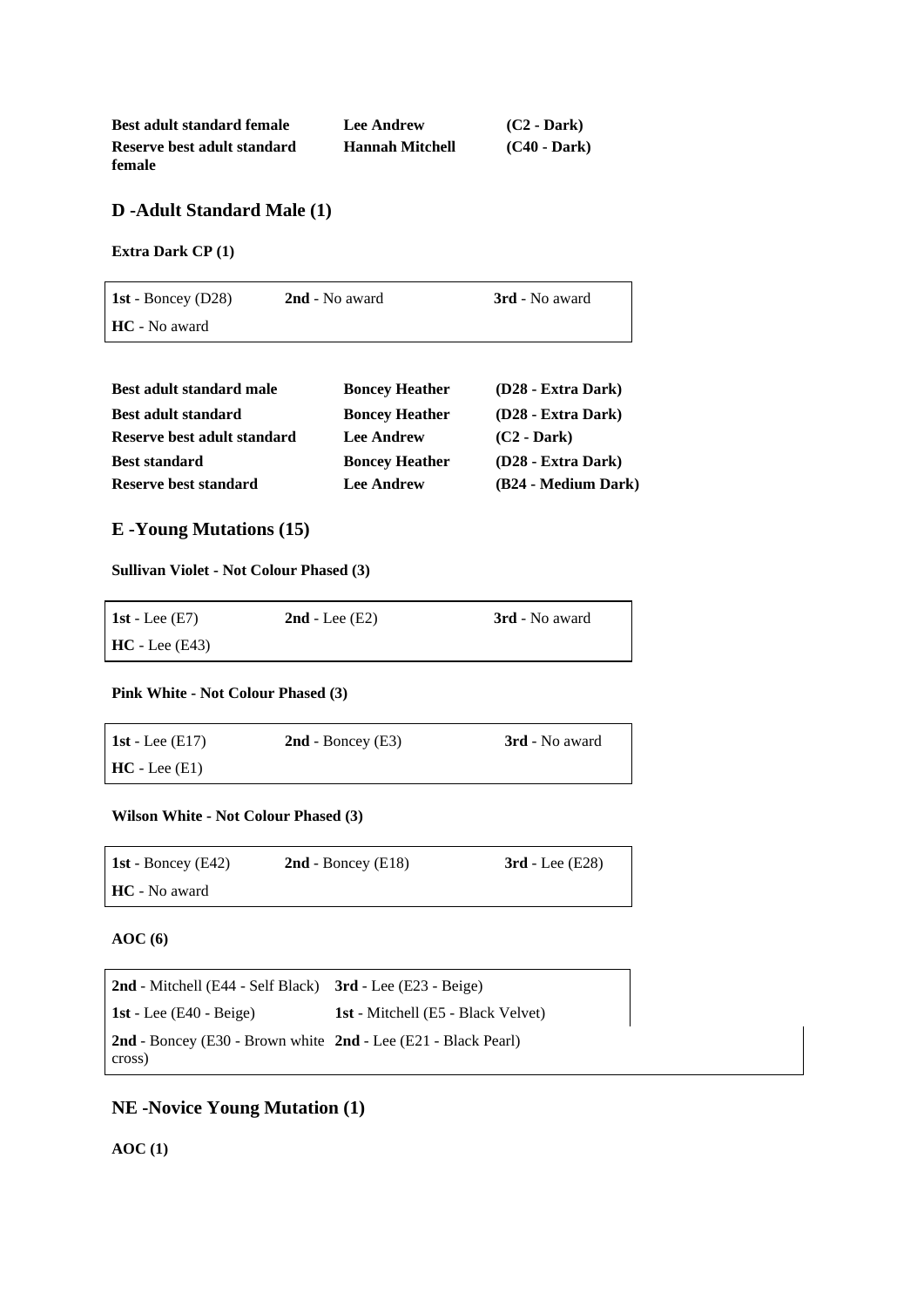| | | |
|---|---|---|
| **Best adult standard female** | **Lee Andrew** | **(C2 - Dark)** |
| **Reserve best adult standard female** | **Hannah Mitchell** | **(C40 - Dark)** |

## D -Adult Standard Male (1)

**Extra Dark CP (1)**

| | | |
|---|---|---|
| **1st** - Boncey (D28) | **2nd** - No award | **3rd** - No award |
| **HC** - No award | | |

| | | |
|---|---|---|
| **Best adult standard male** | **Boncey Heather** | **(D28 - Extra Dark)** |
| **Best adult standard** | **Boncey Heather** | **(D28 - Extra Dark)** |
| **Reserve best adult standard** | **Lee Andrew** | **(C2 - Dark)** |
| **Best standard** | **Boncey Heather** | **(D28 - Extra Dark)** |
| **Reserve best standard** | **Lee Andrew** | **(B24 - Medium Dark)** |

## E -Young Mutations (15)

**Sullivan Violet - Not Colour Phased (3)**

| | | |
|---|---|---|
| **1st** - Lee (E7) | **2nd** - Lee (E2) | **3rd** - No award |
| **HC** - Lee (E43) | | |

**Pink White - Not Colour Phased (3)**

| | | |
|---|---|---|
| **1st** - Lee (E17) | **2nd** - Boncey (E3) | **3rd** - No award |
| **HC** - Lee (E1) | | |

**Wilson White - Not Colour Phased (3)**

| | | |
|---|---|---|
| **1st** - Boncey (E42) | **2nd** - Boncey (E18) | **3rd** - Lee (E28) |
| **HC** - No award | | |

**AOC (6)**

| | |
|---|---|
| **2nd** - Mitchell (E44 - Self Black) | **3rd** - Lee (E23 - Beige) |
| **1st** - Lee (E40 - Beige) | **1st** - Mitchell (E5 - Black Velvet) |
| **2nd** - Boncey (E30 - Brown white cross) | **2nd** - Lee (E21 - Black Pearl) |

## NE -Novice Young Mutation (1)

**AOC (1)**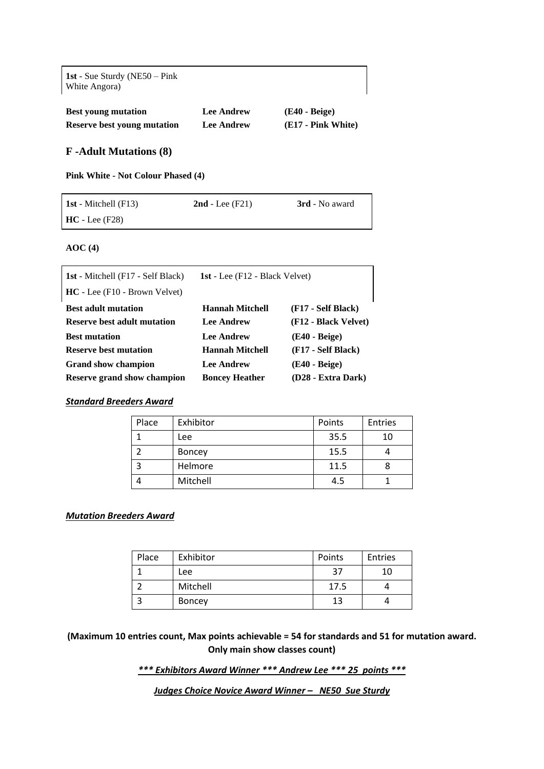**1st** - Sue Sturdy (NE50 – Pink White Angora)

| | | |
|---|---|---|
| **Best young mutation** | **Lee Andrew** | **(E40 - Beige)** |
| **Reserve best young mutation** | **Lee Andrew** | **(E17 - Pink White)** |

## F -Adult Mutations (8)

**Pink White - Not Colour Phased (4)**

| | | |
|---|---|---|
| **1st** - Mitchell (F13) | **2nd** - Lee (F21) | **3rd** - No award |
| **HC** - Lee (F28) | | |

**AOC (4)**

| | |
|---|---|
| **1st** - Mitchell (F17 - Self Black) | **1st** - Lee (F12 - Black Velvet) |
| **HC** - Lee (F10 - Brown Velvet) | |

| | | |
|---|---|---|
| **Best adult mutation** | **Hannah Mitchell** | **(F17 - Self Black)** |
| **Reserve best adult mutation** | **Lee Andrew** | **(F12 - Black Velvet)** |
| **Best mutation** | **Lee Andrew** | **(E40 - Beige)** |
| **Reserve best mutation** | **Hannah Mitchell** | **(F17 - Self Black)** |
| **Grand show champion** | **Lee Andrew** | **(E40 - Beige)** |
| **Reserve grand show champion** | **Boncey Heather** | **(D28 - Extra Dark)** |

***Standard Breeders Award***

| Place | Exhibitor | Points | Entries |
|---|---|---|---|
| 1 | Lee | 35.5 | 10 |
| 2 | Boncey | 15.5 | 4 |
| 3 | Helmore | 11.5 | 8 |
| 4 | Mitchell | 4.5 | 1 |

***Mutation Breeders Award***

| Place | Exhibitor | Points | Entries |
|---|---|---|---|
| 1 | Lee | 37 | 10 |
| 2 | Mitchell | 17.5 | 4 |
| 3 | Boncey | 13 | 4 |

**(Maximum 10 entries count, Max points achievable = 54 for standards and 51 for mutation award. Only main show classes count)**

***\*\*\* Exhibitors Award Winner \*\*\* Andrew Lee \*\*\* 25 points \*\*\****

***Judges Choice Novice Award Winner – NE50 Sue Sturdy***